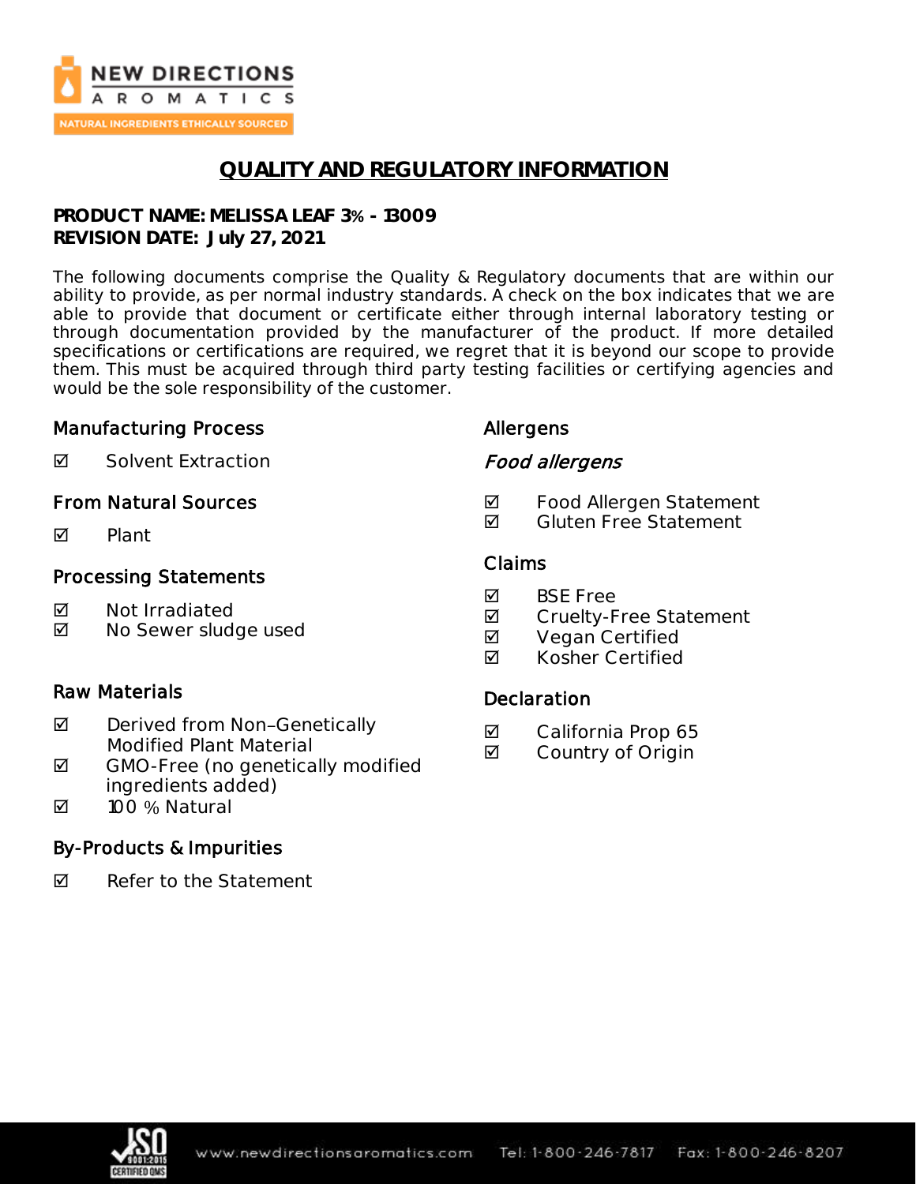# QUALITY AND REGULATORY INFORMATION

**PRODUCT NAME: MELISSA LEAF 3% - 13009**
**REVISION DATE: July 27, 2021**

The following documents comprise the Quality & Regulatory documents that are within our ability to provide, as per normal industry standards. A check on the box indicates that we are able to provide that document or certificate either through internal laboratory testing or through documentation provided by the manufacturer of the product. If more detailed specifications or certifications are required, we regret that it is beyond our scope to provide them. This must be acquired through third party testing facilities or certifying agencies and would be the sole responsibility of the customer.

## Manufacturing Process

☑ Solvent Extraction

## From Natural Sources

☑ Plant

## Processing Statements

☑ Not Irradiated
☑ No Sewer sludge used

## Raw Materials

☑ Derived from Non–Genetically Modified Plant Material
☑ GMO-Free (no genetically modified ingredients added)
☑ 100 % Natural

## By-Products & Impurities

☑ Refer to the Statement

## Allergens

### *Food allergens*

☑ Food Allergen Statement
☑ Gluten Free Statement

## Claims

☑ BSE Free
☑ Cruelty-Free Statement
☑ Vegan Certified
☑ Kosher Certified

## Declaration

☑ California Prop 65
☑ Country of Origin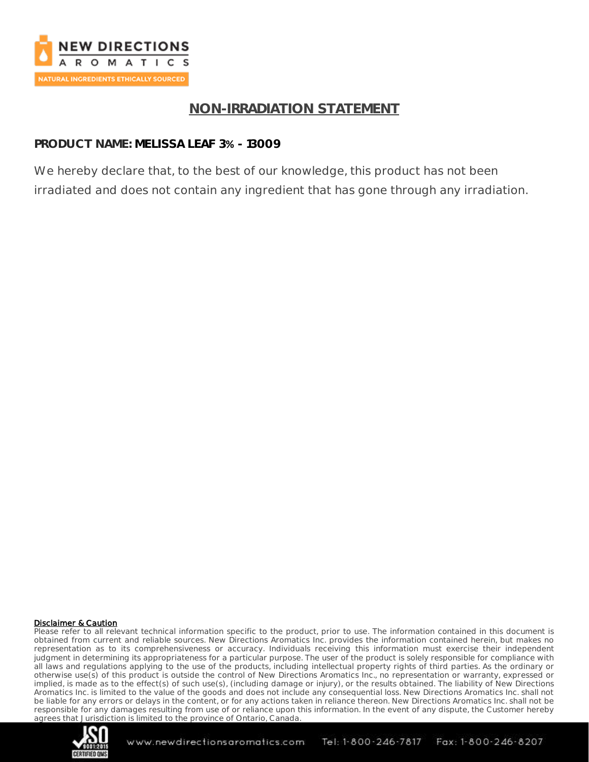## NON-IRRADIATION STATEMENT

**PRODUCT NAME: MELISSA LEAF 3% - 13009**

We hereby declare that, to the best of our knowledge, this product has not been irradiated and does not contain any ingredient that has gone through any irradiation.

**Disclaimer & Caution**

Please refer to all relevant technical information specific to the product, prior to use. The information contained in this document is obtained from current and reliable sources. New Directions Aromatics Inc. provides the information contained herein, but makes no representation as to its comprehensiveness or accuracy. Individuals receiving this information must exercise their independent judgment in determining its appropriateness for a particular purpose. The user of the product is solely responsible for compliance with all laws and regulations applying to the use of the products, including intellectual property rights of third parties. As the ordinary or otherwise use(s) of this product is outside the control of New Directions Aromatics Inc., no representation or warranty, expressed or implied, is made as to the effect(s) of such use(s), (including damage or injury), or the results obtained. The liability of New Directions Aromatics Inc. is limited to the value of the goods and does not include any consequential loss. New Directions Aromatics Inc. shall not be liable for any errors or delays in the content, or for any actions taken in reliance thereon. New Directions Aromatics Inc. shall not be responsible for any damages resulting from use of or reliance upon this information. In the event of any dispute, the Customer hereby agrees that Jurisdiction is limited to the province of Ontario, Canada.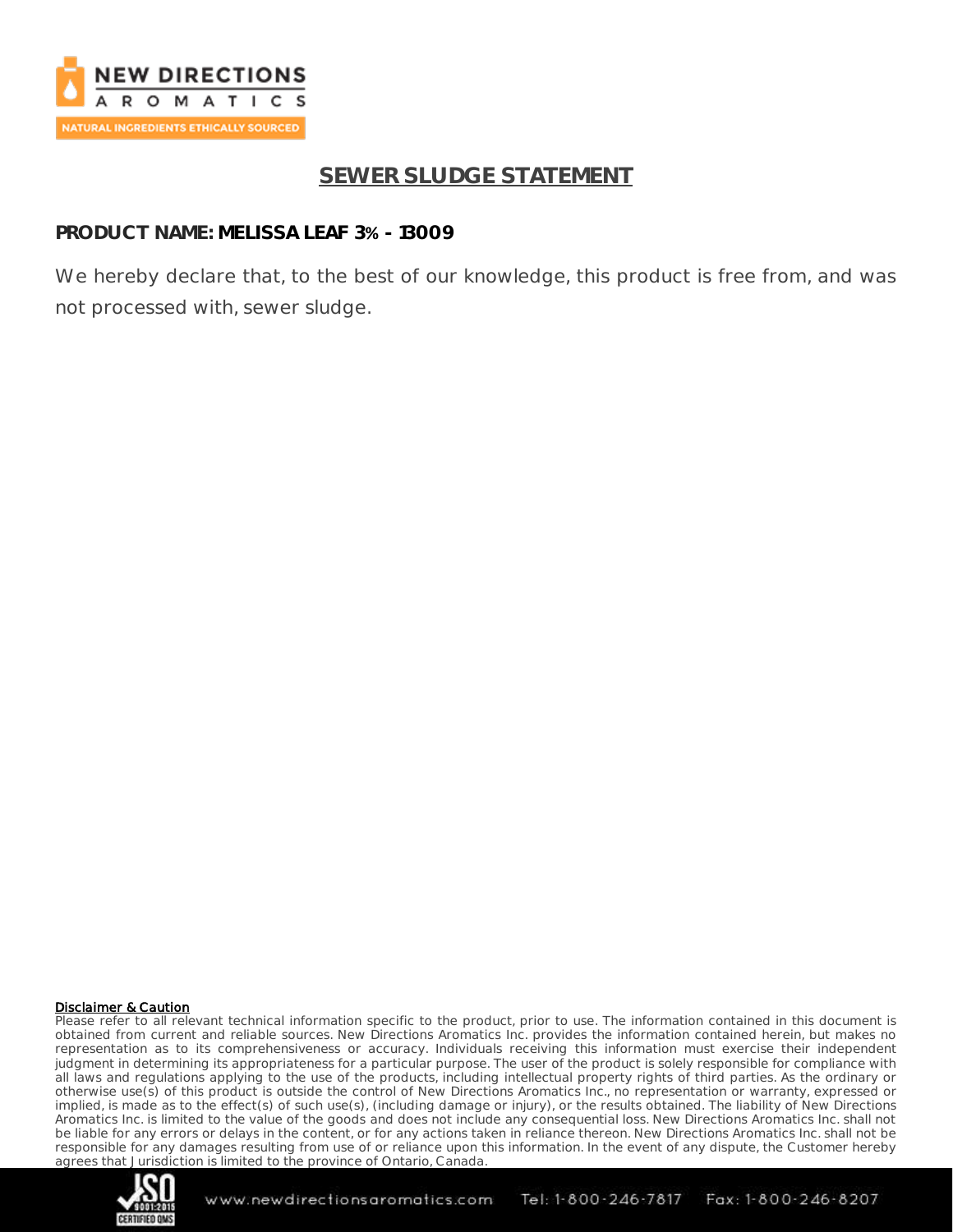## SEWER SLUDGE STATEMENT

**PRODUCT NAME: MELISSA LEAF 3% - 13009**

We hereby declare that, to the best of our knowledge, this product is free from, and was not processed with, sewer sludge.

**Disclaimer & Caution**

Please refer to all relevant technical information specific to the product, prior to use. The information contained in this document is obtained from current and reliable sources. New Directions Aromatics Inc. provides the information contained herein, but makes no representation as to its comprehensiveness or accuracy. Individuals receiving this information must exercise their independent judgment in determining its appropriateness for a particular purpose. The user of the product is solely responsible for compliance with all laws and regulations applying to the use of the products, including intellectual property rights of third parties. As the ordinary or otherwise use(s) of this product is outside the control of New Directions Aromatics Inc., no representation or warranty, expressed or implied, is made as to the effect(s) of such use(s), (including damage or injury), or the results obtained. The liability of New Directions Aromatics Inc. is limited to the value of the goods and does not include any consequential loss. New Directions Aromatics Inc. shall not be liable for any errors or delays in the content, or for any actions taken in reliance thereon. New Directions Aromatics Inc. shall not be responsible for any damages resulting from use of or reliance upon this information. In the event of any dispute, the Customer hereby agrees that Jurisdiction is limited to the province of Ontario, Canada.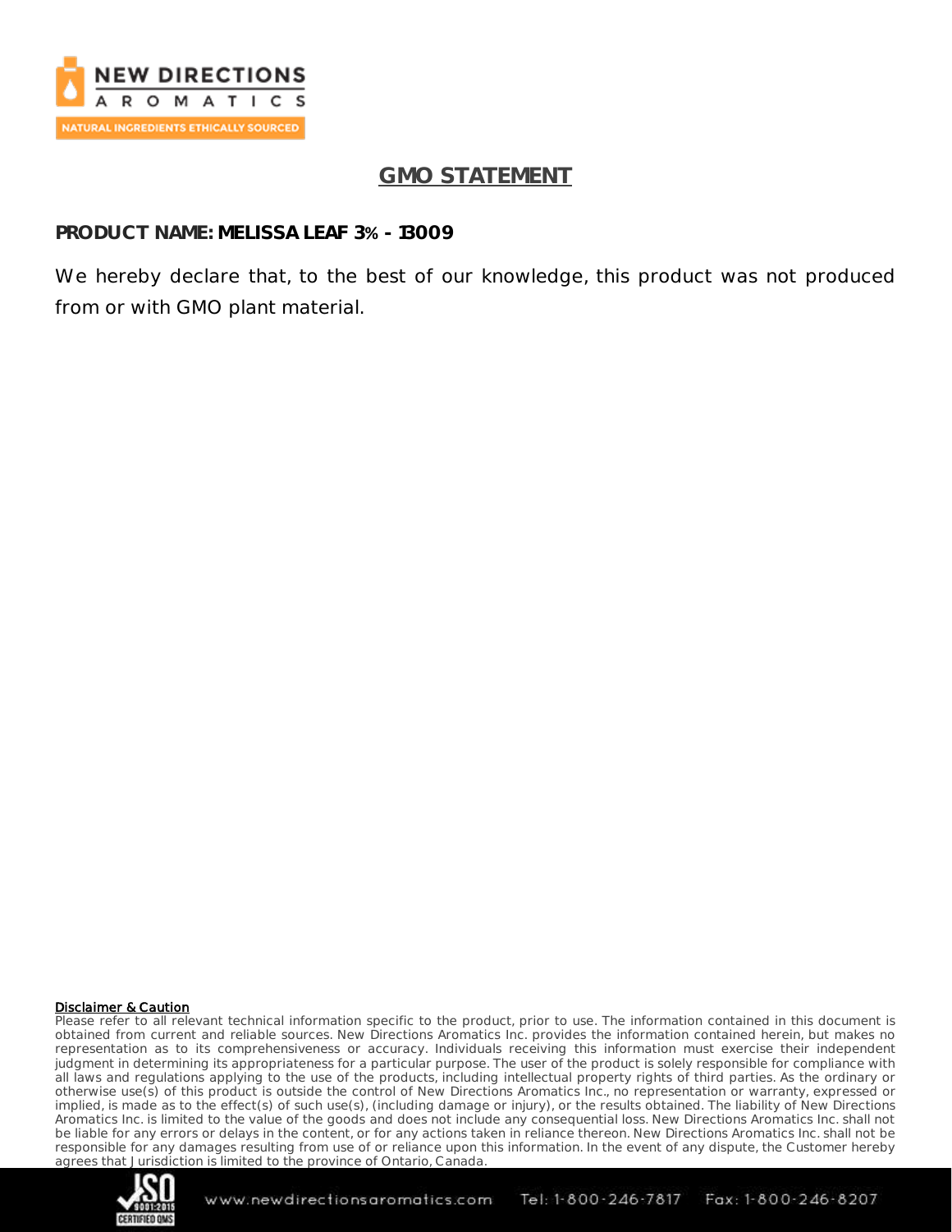# GMO STATEMENT

**PRODUCT NAME: MELISSA LEAF 3% - 13009**

We hereby declare that, to the best of our knowledge, this product was not produced from or with GMO plant material.

**Disclaimer & Caution**

Please refer to all relevant technical information specific to the product, prior to use. The information contained in this document is obtained from current and reliable sources. New Directions Aromatics Inc. provides the information contained herein, but makes no representation as to its comprehensiveness or accuracy. Individuals receiving this information must exercise their independent judgment in determining its appropriateness for a particular purpose. The user of the product is solely responsible for compliance with all laws and regulations applying to the use of the products, including intellectual property rights of third parties. As the ordinary or otherwise use(s) of this product is outside the control of New Directions Aromatics Inc., no representation or warranty, expressed or implied, is made as to the effect(s) of such use(s), (including damage or injury), or the results obtained. The liability of New Directions Aromatics Inc. is limited to the value of the goods and does not include any consequential loss. New Directions Aromatics Inc. shall not be liable for any errors or delays in the content, or for any actions taken in reliance thereon. New Directions Aromatics Inc. shall not be responsible for any damages resulting from use of or reliance upon this information. In the event of any dispute, the Customer hereby agrees that Jurisdiction is limited to the province of Ontario, Canada.

www.newdirectionsaromatics.com Tel: 1-800-246-7817 Fax: 1-800-246-8207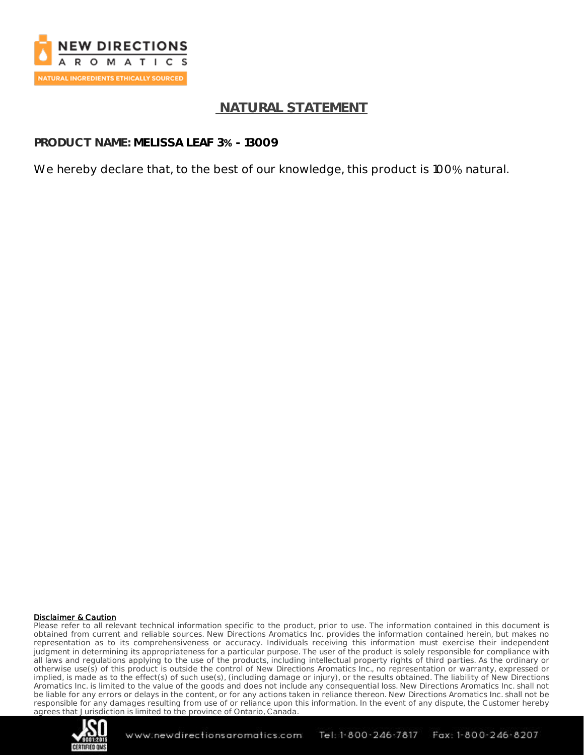# NATURAL STATEMENT

**PRODUCT NAME: MELISSA LEAF 3% - 13009**

We hereby declare that, to the best of our knowledge, this product is 100% natural.

**Disclaimer & Caution**

Please refer to all relevant technical information specific to the product, prior to use. The information contained in this document is obtained from current and reliable sources. New Directions Aromatics Inc. provides the information contained herein, but makes no representation as to its comprehensiveness or accuracy. Individuals receiving this information must exercise their independent judgment in determining its appropriateness for a particular purpose. The user of the product is solely responsible for compliance with all laws and regulations applying to the use of the products, including intellectual property rights of third parties. As the ordinary or otherwise use(s) of this product is outside the control of New Directions Aromatics Inc., no representation or warranty, expressed or implied, is made as to the effect(s) of such use(s), (including damage or injury), or the results obtained. The liability of New Directions Aromatics Inc. is limited to the value of the goods and does not include any consequential loss. New Directions Aromatics Inc. shall not be liable for any errors or delays in the content, or for any actions taken in reliance thereon. New Directions Aromatics Inc. shall not be responsible for any damages resulting from use of or reliance upon this information. In the event of any dispute, the Customer hereby agrees that Jurisdiction is limited to the province of Ontario, Canada.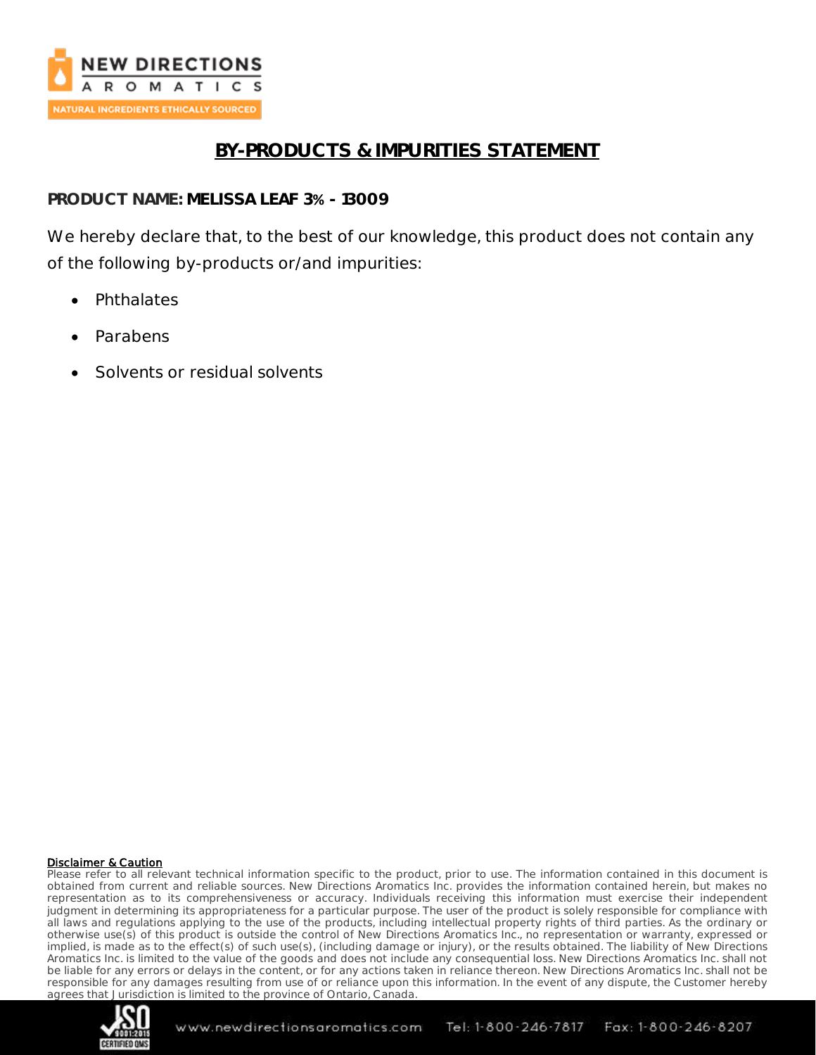## BY-PRODUCTS & IMPURITIES STATEMENT

**PRODUCT NAME: MELISSA LEAF 3% - 13009**

We hereby declare that, to the best of our knowledge, this product does not contain any of the following by-products or/and impurities:

- Phthalates
- Parabens
- Solvents or residual solvents

**Disclaimer & Caution**

Please refer to all relevant technical information specific to the product, prior to use. The information contained in this document is obtained from current and reliable sources. New Directions Aromatics Inc. provides the information contained herein, but makes no representation as to its comprehensiveness or accuracy. Individuals receiving this information must exercise their independent judgment in determining its appropriateness for a particular purpose. The user of the product is solely responsible for compliance with all laws and regulations applying to the use of the products, including intellectual property rights of third parties. As the ordinary or otherwise use(s) of this product is outside the control of New Directions Aromatics Inc., no representation or warranty, expressed or implied, is made as to the effect(s) of such use(s), (including damage or injury), or the results obtained. The liability of New Directions Aromatics Inc. is limited to the value of the goods and does not include any consequential loss. New Directions Aromatics Inc. shall not be liable for any errors or delays in the content, or for any actions taken in reliance thereon. New Directions Aromatics Inc. shall not be responsible for any damages resulting from use of or reliance upon this information. In the event of any dispute, the Customer hereby agrees that Jurisdiction is limited to the province of Ontario, Canada.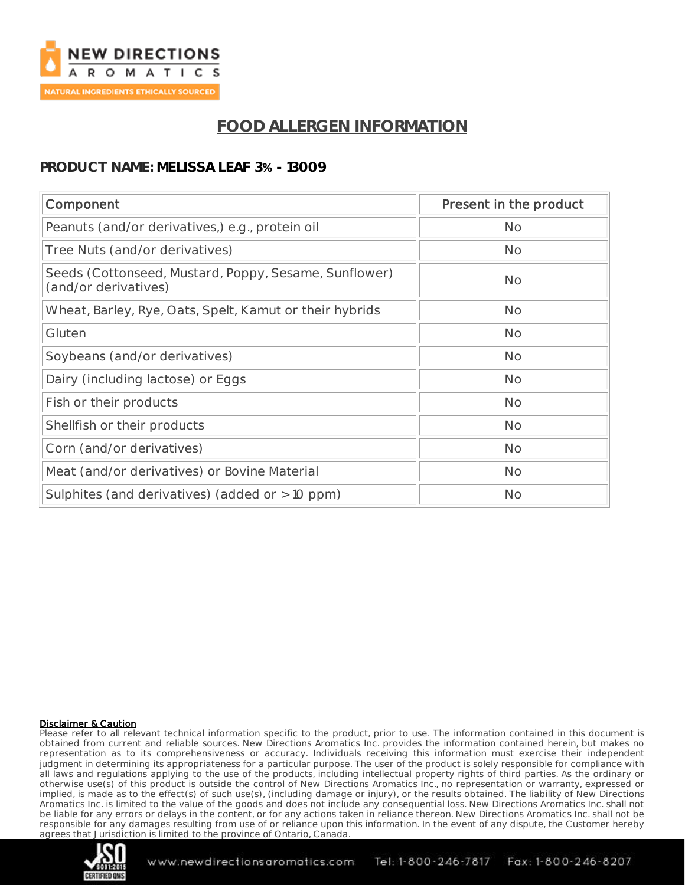# FOOD ALLERGEN INFORMATION

**PRODUCT NAME: MELISSA LEAF 3% - 13009**

| Component | Present in the product |
|---|---|
| Peanuts (and/or derivatives,) e.g., protein oil | No |
| Tree Nuts (and/or derivatives) | No |
| Seeds (Cottonseed, Mustard, Poppy, Sesame, Sunflower) (and/or derivatives) | No |
| Wheat, Barley, Rye, Oats, Spelt, Kamut or their hybrids | No |
| Gluten | No |
| Soybeans (and/or derivatives) | No |
| Dairy (including lactose) or Eggs | No |
| Fish or their products | No |
| Shellfish or their products | No |
| Corn (and/or derivatives) | No |
| Meat (and/or derivatives) or Bovine Material | No |
| Sulphites (and derivatives) (added or $\geq$ 10 ppm) | No |

**Disclaimer & Caution**

Please refer to all relevant technical information specific to the product, prior to use. The information contained in this document is obtained from current and reliable sources. New Directions Aromatics Inc. provides the information contained herein, but makes no representation as to its comprehensiveness or accuracy. Individuals receiving this information must exercise their independent judgment in determining its appropriateness for a particular purpose. The user of the product is solely responsible for compliance with all laws and regulations applying to the use of the products, including intellectual property rights of third parties. As the ordinary or otherwise use(s) of this product is outside the control of New Directions Aromatics Inc., no representation or warranty, expressed or implied, is made as to the effect(s) of such use(s), (including damage or injury), or the results obtained. The liability of New Directions Aromatics Inc. is limited to the value of the goods and does not include any consequential loss. New Directions Aromatics Inc. shall not be liable for any errors or delays in the content, or for any actions taken in reliance thereon. New Directions Aromatics Inc. shall not be responsible for any damages resulting from use of or reliance upon this information. In the event of any dispute, the Customer hereby agrees that Jurisdiction is limited to the province of Ontario, Canada.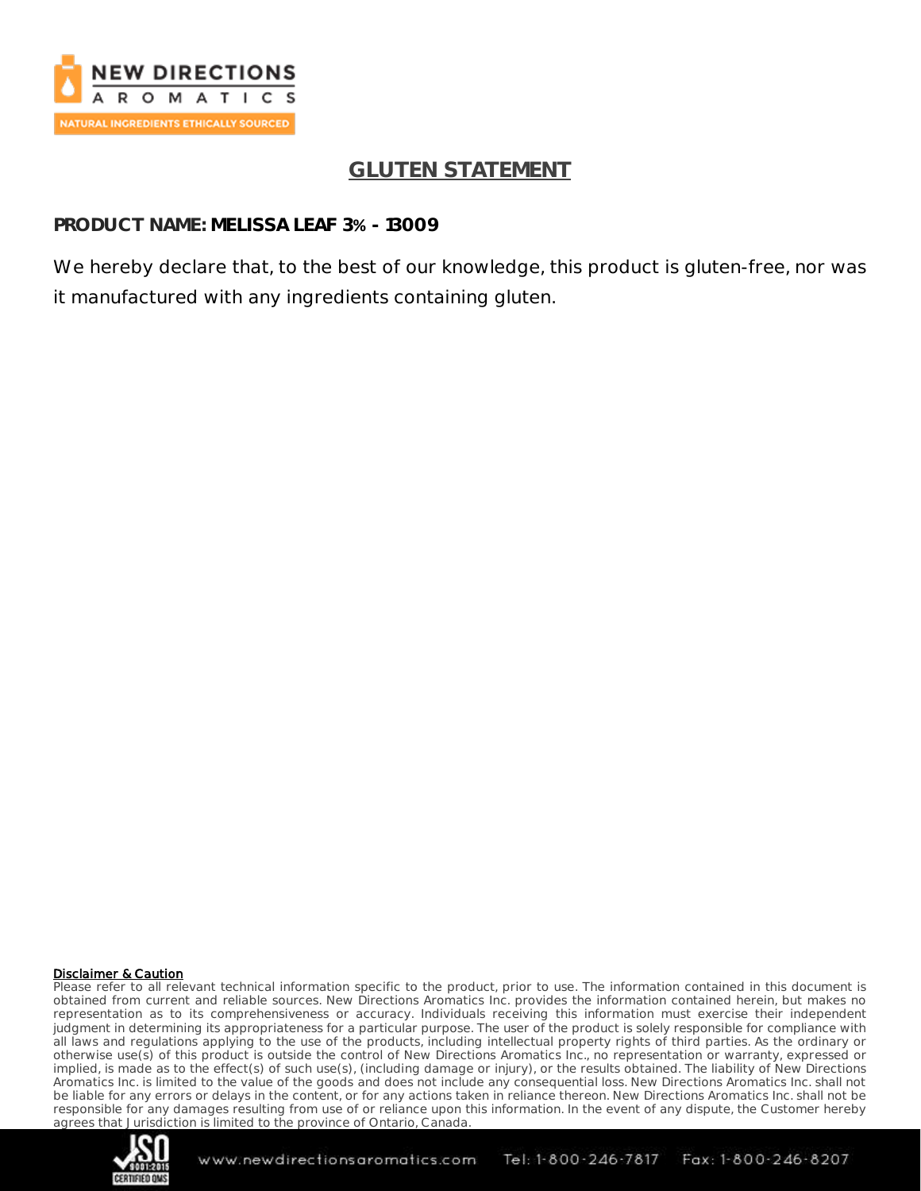## GLUTEN STATEMENT

**PRODUCT NAME: MELISSA LEAF 3% - 13009**

We hereby declare that, to the best of our knowledge, this product is gluten-free, nor was it manufactured with any ingredients containing gluten.

**Disclaimer & Caution**

Please refer to all relevant technical information specific to the product, prior to use. The information contained in this document is obtained from current and reliable sources. New Directions Aromatics Inc. provides the information contained herein, but makes no representation as to its comprehensiveness or accuracy. Individuals receiving this information must exercise their independent judgment in determining its appropriateness for a particular purpose. The user of the product is solely responsible for compliance with all laws and regulations applying to the use of the products, including intellectual property rights of third parties. As the ordinary or otherwise use(s) of this product is outside the control of New Directions Aromatics Inc., no representation or warranty, expressed or implied, is made as to the effect(s) of such use(s), (including damage or injury), or the results obtained. The liability of New Directions Aromatics Inc. is limited to the value of the goods and does not include any consequential loss. New Directions Aromatics Inc. shall not be liable for any errors or delays in the content, or for any actions taken in reliance thereon. New Directions Aromatics Inc. shall not be responsible for any damages resulting from use of or reliance upon this information. In the event of any dispute, the Customer hereby agrees that Jurisdiction is limited to the province of Ontario, Canada.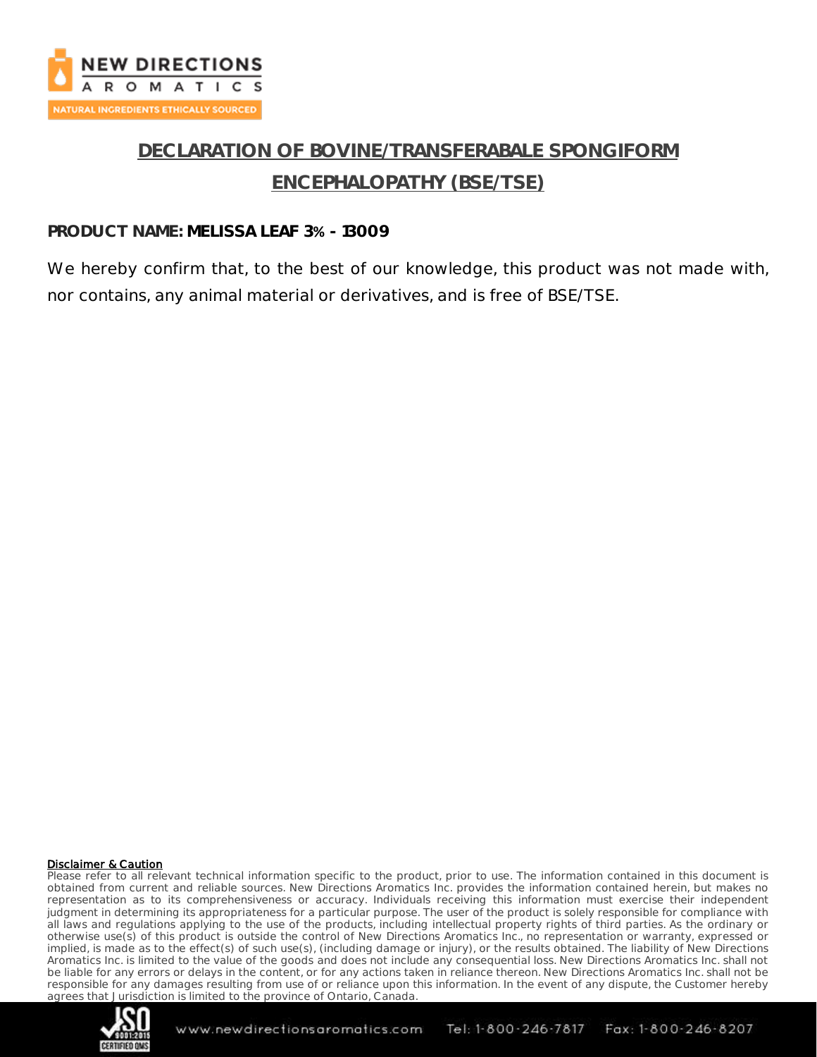# DECLARATION OF BOVINE/TRANSFERABALE SPONGIFORM ENCEPHALOPATHY (BSE/TSE)

**PRODUCT NAME: MELISSA LEAF 3% - 13009**

We hereby confirm that, to the best of our knowledge, this product was not made with, nor contains, any animal material or derivatives, and is free of BSE/TSE.

**Disclaimer & Caution**

Please refer to all relevant technical information specific to the product, prior to use. The information contained in this document is obtained from current and reliable sources. New Directions Aromatics Inc. provides the information contained herein, but makes no representation as to its comprehensiveness or accuracy. Individuals receiving this information must exercise their independent judgment in determining its appropriateness for a particular purpose. The user of the product is solely responsible for compliance with all laws and regulations applying to the use of the products, including intellectual property rights of third parties. As the ordinary or otherwise use(s) of this product is outside the control of New Directions Aromatics Inc., no representation or warranty, expressed or implied, is made as to the effect(s) of such use(s), (including damage or injury), or the results obtained. The liability of New Directions Aromatics Inc. is limited to the value of the goods and does not include any consequential loss. New Directions Aromatics Inc. shall not be liable for any errors or delays in the content, or for any actions taken in reliance thereon. New Directions Aromatics Inc. shall not be responsible for any damages resulting from use of or reliance upon this information. In the event of any dispute, the Customer hereby agrees that Jurisdiction is limited to the province of Ontario, Canada.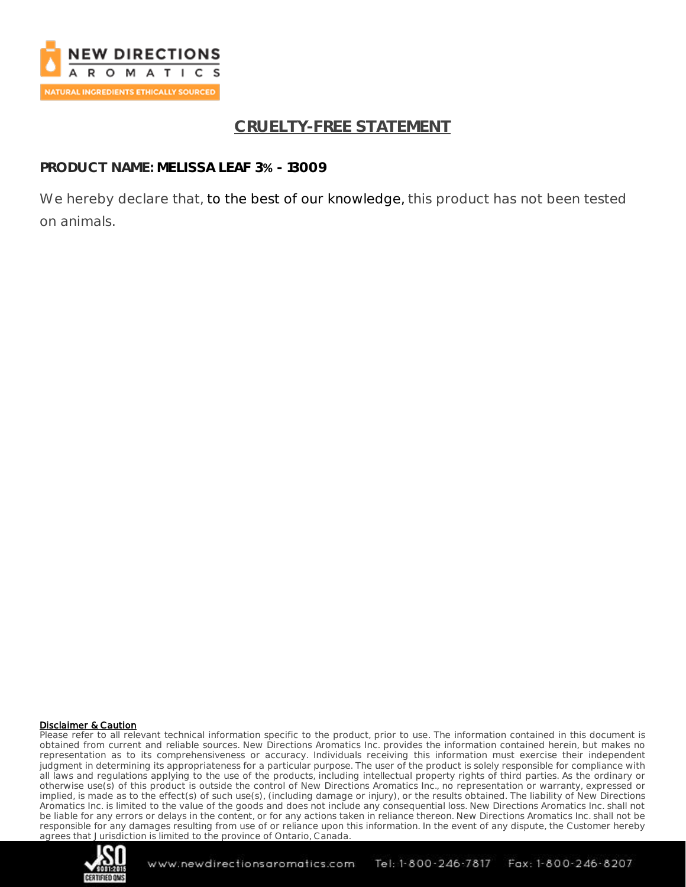NEW DIRECTIONS AROMATICS

NATURAL INGREDIENTS ETHICALLY SOURCED

# CRUELTY-FREE STATEMENT

**PRODUCT NAME: MELISSA LEAF 3% - 13009**

We hereby declare that, to the best of our knowledge, this product has not been tested on animals.

**Disclaimer & Caution**

Please refer to all relevant technical information specific to the product, prior to use. The information contained in this document is obtained from current and reliable sources. New Directions Aromatics Inc. provides the information contained herein, but makes no representation as to its comprehensiveness or accuracy. Individuals receiving this information must exercise their independent judgment in determining its appropriateness for a particular purpose. The user of the product is solely responsible for compliance with all laws and regulations applying to the use of the products, including intellectual property rights of third parties. As the ordinary or otherwise use(s) of this product is outside the control of New Directions Aromatics Inc., no representation or warranty, expressed or implied, is made as to the effect(s) of such use(s), (including damage or injury), or the results obtained. The liability of New Directions Aromatics Inc. is limited to the value of the goods and does not include any consequential loss. New Directions Aromatics Inc. shall not be liable for any errors or delays in the content, or for any actions taken in reliance thereon. New Directions Aromatics Inc. shall not be responsible for any damages resulting from use of or reliance upon this information. In the event of any dispute, the Customer hereby agrees that Jurisdiction is limited to the province of Ontario, Canada.

www.newdirectionsaromatics.com Tel: 1-800-246-7817 Fax: 1-800-246-8207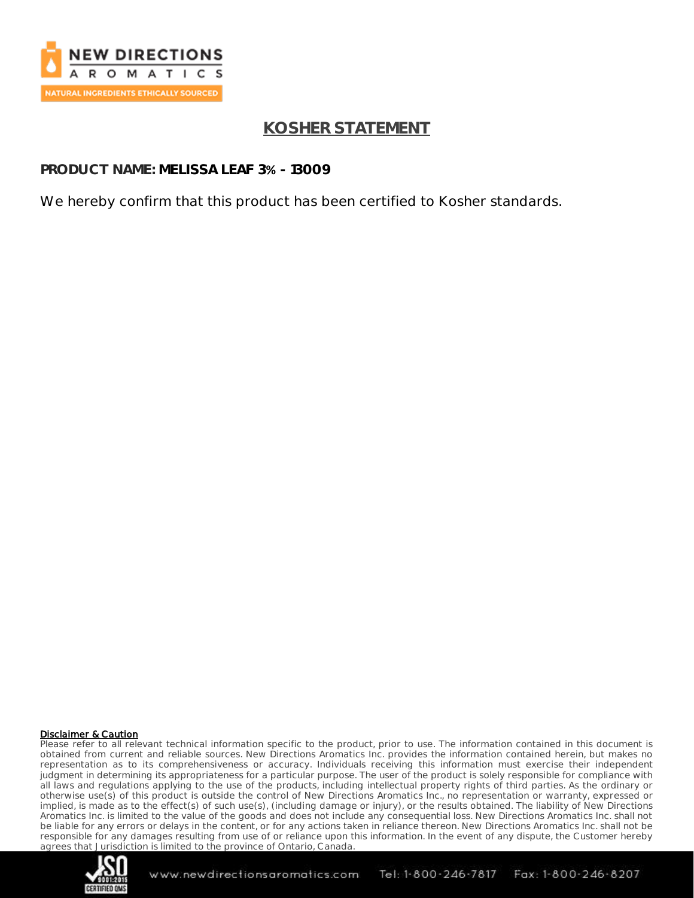# KOSHER STATEMENT

**PRODUCT NAME: MELISSA LEAF 3% - 13009**

We hereby confirm that this product has been certified to Kosher standards.

**Disclaimer & Caution**

Please refer to all relevant technical information specific to the product, prior to use. The information contained in this document is obtained from current and reliable sources. New Directions Aromatics Inc. provides the information contained herein, but makes no representation as to its comprehensiveness or accuracy. Individuals receiving this information must exercise their independent judgment in determining its appropriateness for a particular purpose. The user of the product is solely responsible for compliance with all laws and regulations applying to the use of the products, including intellectual property rights of third parties. As the ordinary or otherwise use(s) of this product is outside the control of New Directions Aromatics Inc., no representation or warranty, expressed or implied, is made as to the effect(s) of such use(s), (including damage or injury), or the results obtained. The liability of New Directions Aromatics Inc. is limited to the value of the goods and does not include any consequential loss. New Directions Aromatics Inc. shall not be liable for any errors or delays in the content, or for any actions taken in reliance thereon. New Directions Aromatics Inc. shall not be responsible for any damages resulting from use of or reliance upon this information. In the event of any dispute, the Customer hereby agrees that Jurisdiction is limited to the province of Ontario, Canada.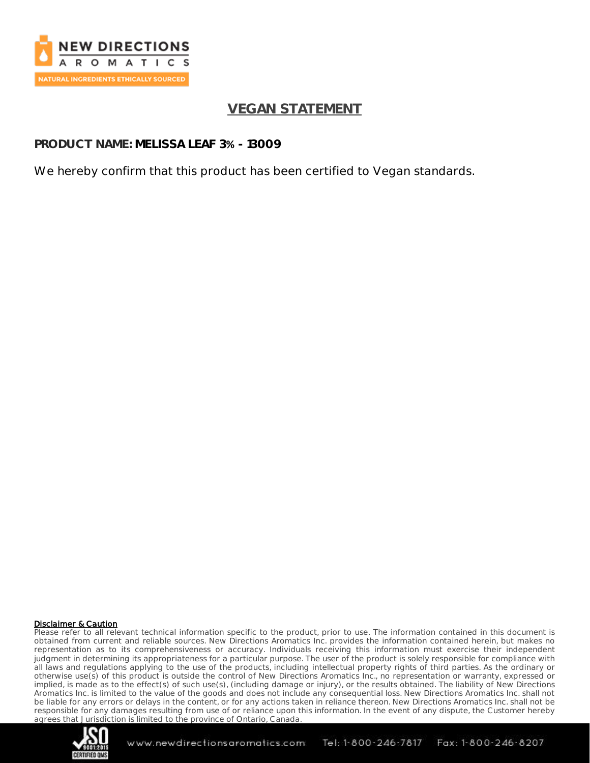# VEGAN STATEMENT

**PRODUCT NAME: MELISSA LEAF 3% - 13009**

We hereby confirm that this product has been certified to Vegan standards.

**Disclaimer & Caution**

Please refer to all relevant technical information specific to the product, prior to use. The information contained in this document is obtained from current and reliable sources. New Directions Aromatics Inc. provides the information contained herein, but makes no representation as to its comprehensiveness or accuracy. Individuals receiving this information must exercise their independent judgment in determining its appropriateness for a particular purpose. The user of the product is solely responsible for compliance with all laws and regulations applying to the use of the products, including intellectual property rights of third parties. As the ordinary or otherwise use(s) of this product is outside the control of New Directions Aromatics Inc., no representation or warranty, expressed or implied, is made as to the effect(s) of such use(s), (including damage or injury), or the results obtained. The liability of New Directions Aromatics Inc. is limited to the value of the goods and does not include any consequential loss. New Directions Aromatics Inc. shall not be liable for any errors or delays in the content, or for any actions taken in reliance thereon. New Directions Aromatics Inc. shall not be responsible for any damages resulting from use of or reliance upon this information. In the event of any dispute, the Customer hereby agrees that Jurisdiction is limited to the province of Ontario, Canada.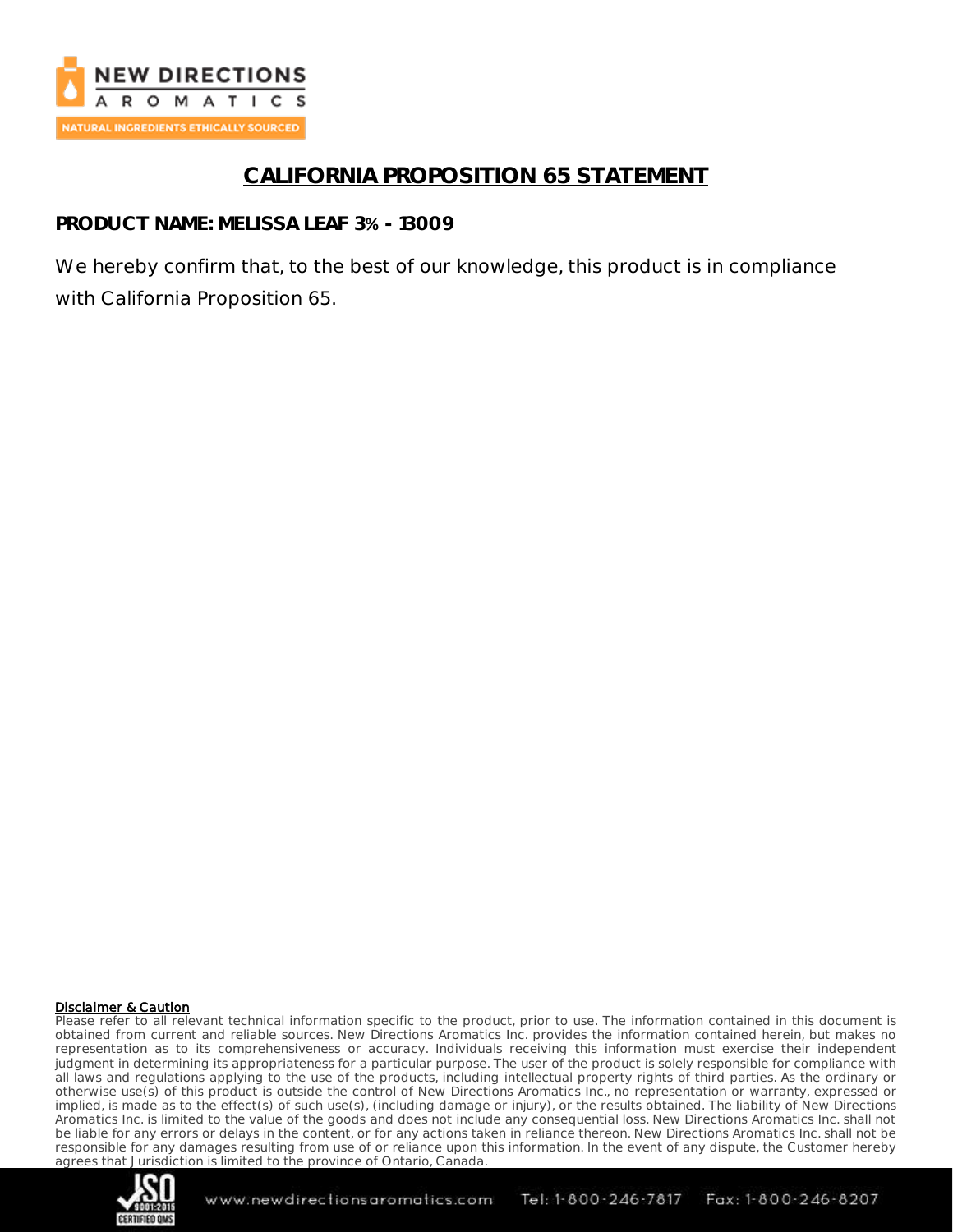# CALIFORNIA PROPOSITION 65 STATEMENT

**PRODUCT NAME: MELISSA LEAF 3% - 13009**

We hereby confirm that, to the best of our knowledge, this product is in compliance with California Proposition 65.

**Disclaimer & Caution**

Please refer to all relevant technical information specific to the product, prior to use. The information contained in this document is obtained from current and reliable sources. New Directions Aromatics Inc. provides the information contained herein, but makes no representation as to its comprehensiveness or accuracy. Individuals receiving this information must exercise their independent judgment in determining its appropriateness for a particular purpose. The user of the product is solely responsible for compliance with all laws and regulations applying to the use of the products, including intellectual property rights of third parties. As the ordinary or otherwise use(s) of this product is outside the control of New Directions Aromatics Inc., no representation or warranty, expressed or implied, is made as to the effect(s) of such use(s), (including damage or injury), or the results obtained. The liability of New Directions Aromatics Inc. is limited to the value of the goods and does not include any consequential loss. New Directions Aromatics Inc. shall not be liable for any errors or delays in the content, or for any actions taken in reliance thereon. New Directions Aromatics Inc. shall not be responsible for any damages resulting from use of or reliance upon this information. In the event of any dispute, the Customer hereby agrees that Jurisdiction is limited to the province of Ontario, Canada.

www.newdirectionsaromatics.com Tel: 1-800-246-7817 Fax: 1-800-246-8207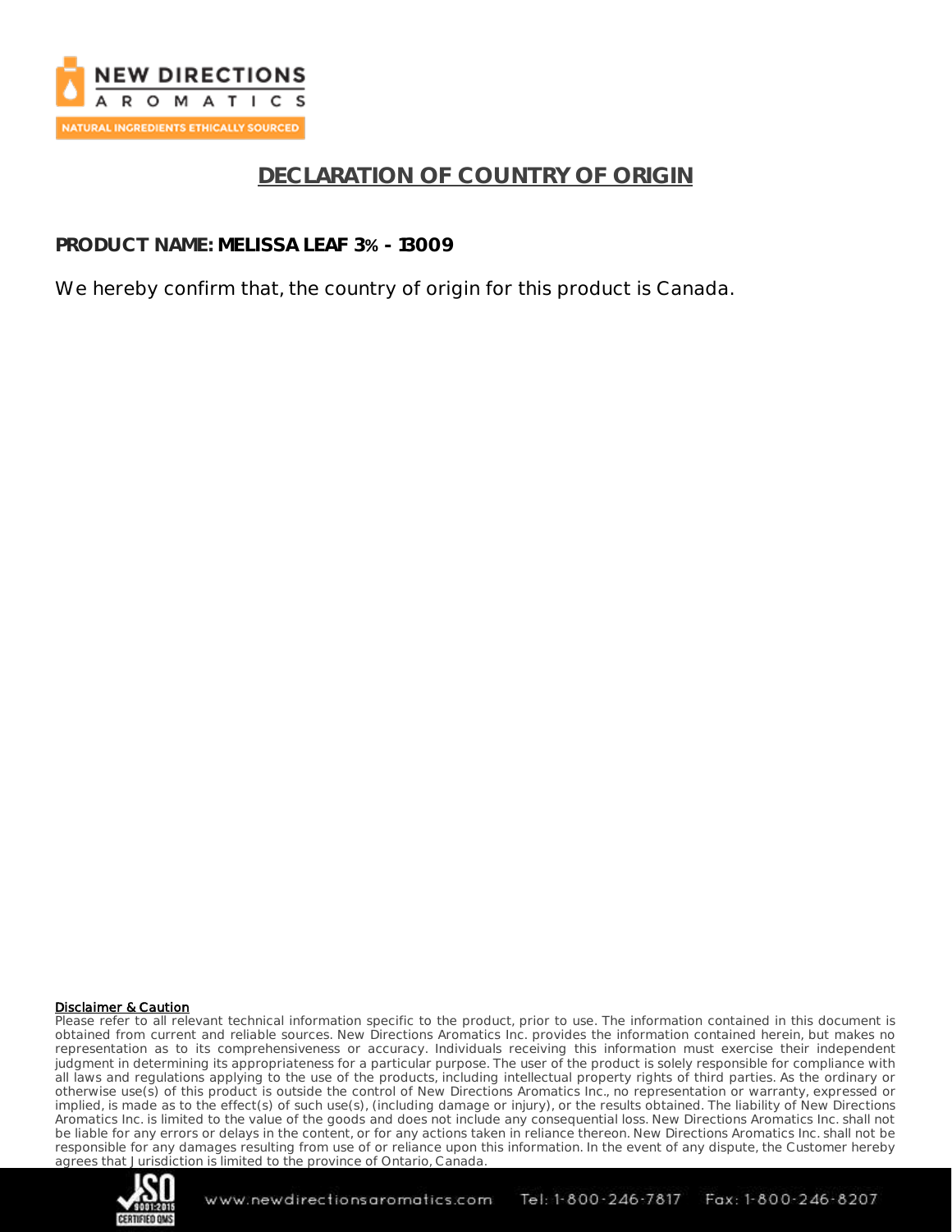# DECLARATION OF COUNTRY OF ORIGIN

**PRODUCT NAME: MELISSA LEAF 3% - 13009**

We hereby confirm that, the country of origin for this product is Canada.

**Disclaimer & Caution**

Please refer to all relevant technical information specific to the product, prior to use. The information contained in this document is obtained from current and reliable sources. New Directions Aromatics Inc. provides the information contained herein, but makes no representation as to its comprehensiveness or accuracy. Individuals receiving this information must exercise their independent judgment in determining its appropriateness for a particular purpose. The user of the product is solely responsible for compliance with all laws and regulations applying to the use of the products, including intellectual property rights of third parties. As the ordinary or otherwise use(s) of this product is outside the control of New Directions Aromatics Inc., no representation or warranty, expressed or implied, is made as to the effect(s) of such use(s), (including damage or injury), or the results obtained. The liability of New Directions Aromatics Inc. is limited to the value of the goods and does not include any consequential loss. New Directions Aromatics Inc. shall not be liable for any errors or delays in the content, or for any actions taken in reliance thereon. New Directions Aromatics Inc. shall not be responsible for any damages resulting from use of or reliance upon this information. In the event of any dispute, the Customer hereby agrees that Jurisdiction is limited to the province of Ontario, Canada.